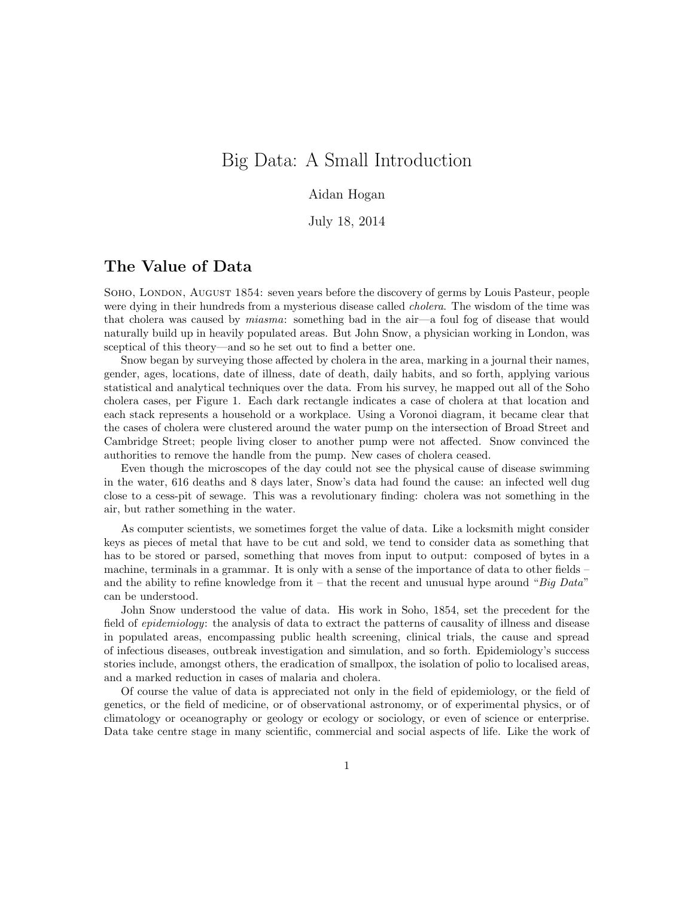# Big Data: A Small Introduction

Aidan Hogan

July 18, 2014

## The Value of Data

Soho, London, August 1854: seven years before the discovery of germs by Louis Pasteur, people were dying in their hundreds from a mysterious disease called *cholera*. The wisdom of the time was that cholera was caused by *miasma*: something bad in the air—a foul fog of disease that would naturally build up in heavily populated areas. But John Snow, a physician working in London, was sceptical of this theory—and so he set out to find a better one.

Snow began by surveying those affected by cholera in the area, marking in a journal their names, gender, ages, locations, date of illness, date of death, daily habits, and so forth, applying various statistical and analytical techniques over the data. From his survey, he mapped out all of the Soho cholera cases, per Figure 1. Each dark rectangle indicates a case of cholera at that location and each stack represents a household or a workplace. Using a Voronoi diagram, it became clear that the cases of cholera were clustered around the water pump on the intersection of Broad Street and Cambridge Street; people living closer to another pump were not affected. Snow convinced the authorities to remove the handle from the pump. New cases of cholera ceased.

Even though the microscopes of the day could not see the physical cause of disease swimming in the water, 616 deaths and 8 days later, Snow's data had found the cause: an infected well dug close to a cess-pit of sewage. This was a revolutionary finding: cholera was not something in the air, but rather something in the water.

As computer scientists, we sometimes forget the value of data. Like a locksmith might consider keys as pieces of metal that have to be cut and sold, we tend to consider data as something that has to be stored or parsed, something that moves from input to output: composed of bytes in a machine, terminals in a grammar. It is only with a sense of the importance of data to other fields – and the ability to refine knowledge from it – that the recent and unusual hype around "*Big Data*" can be understood.

John Snow understood the value of data. His work in Soho, 1854, set the precedent for the field of *epidemiology*: the analysis of data to extract the patterns of causality of illness and disease in populated areas, encompassing public health screening, clinical trials, the cause and spread of infectious diseases, outbreak investigation and simulation, and so forth. Epidemiology's success stories include, amongst others, the eradication of smallpox, the isolation of polio to localised areas, and a marked reduction in cases of malaria and cholera.

Of course the value of data is appreciated not only in the field of epidemiology, or the field of genetics, or the field of medicine, or of observational astronomy, or of experimental physics, or of climatology or oceanography or geology or ecology or sociology, or even of science or enterprise. Data take centre stage in many scientific, commercial and social aspects of life. Like the work of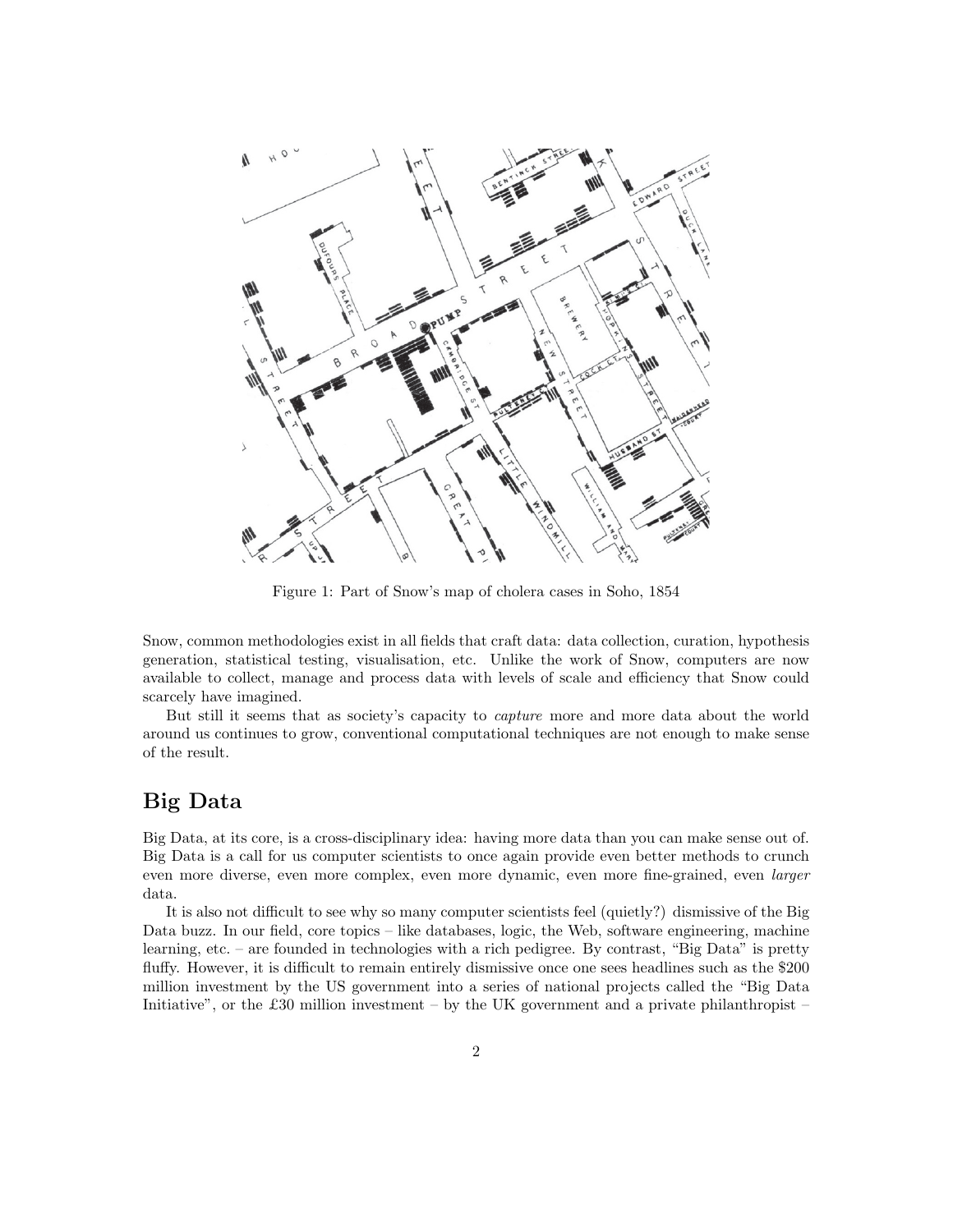Figure 1: Part of Snow's map of cholera cases in Soho, 1854

Snow, common methodologies exist in all fields that craft data: data collection, curation, hypothesis generation, statistical testing, visualisation, etc. Unlike the work of Snow, computers are now available to collect, manage and process data with levels of scale and efficiency that Snow could scarcely have imagined.

But still it seems that as society's capacity to *capture* more and more data about the world around us continues to grow, conventional computational techniques are not enough to make sense of the result.

## Big Data

Big Data, at its core, is a cross-disciplinary idea: having more data than you can make sense out of. Big Data is a call for us computer scientists to once again provide even better methods to crunch even more diverse, even more complex, even more dynamic, even more fine-grained, even *larger* data.

It is also not difficult to see why so many computer scientists feel (quietly?) dismissive of the Big Data buzz. In our field, core topics – like databases, logic, the Web, software engineering, machine learning, etc. – are founded in technologies with a rich pedigree. By contrast, "Big Data" is pretty fluffy. However, it is difficult to remain entirely dismissive once one sees headlines such as the $200 million investment by the US government into a series of national projects called the "Big Data Initiative", or the £30 million investment – by the UK government and a private philanthropist –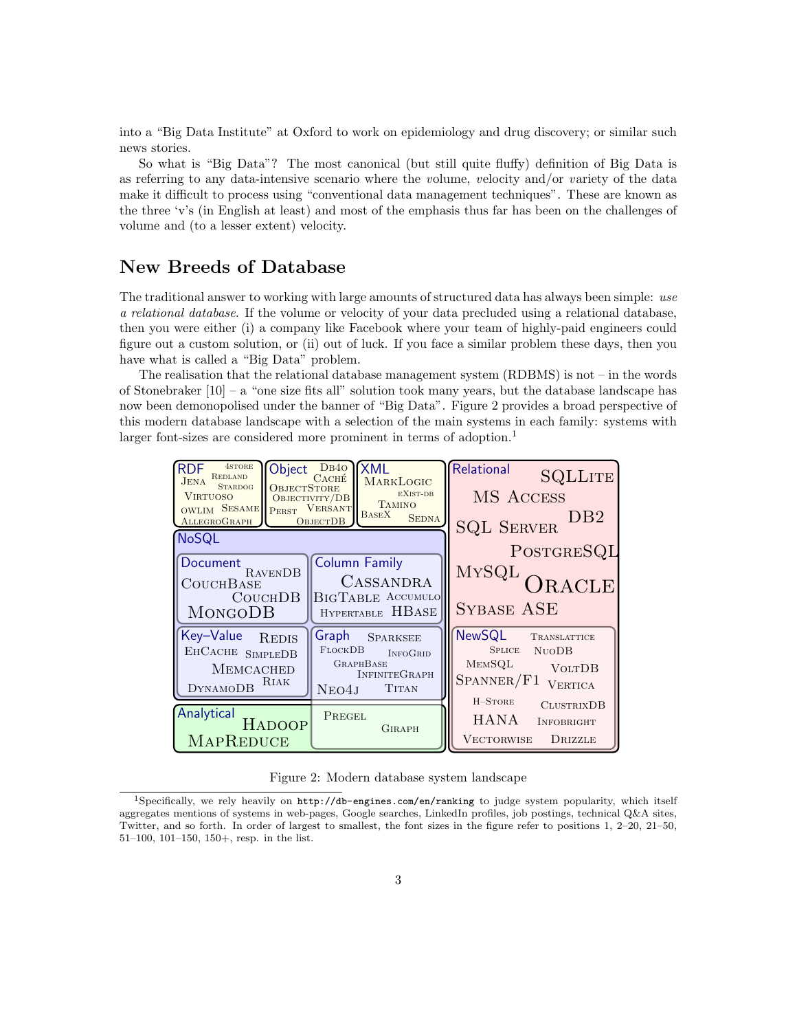into a "Big Data Institute" at Oxford to work on epidemiology and drug discovery; or similar such news stories.

So what is "Big Data"? The most canonical (but still quite fluffy) definition of Big Data is as referring to any data-intensive scenario where the *v*olume, *v*elocity and/or *v*ariety of the data make it difficult to process using "conventional data management techniques". These are known as the three 'v's (in English at least) and most of the emphasis thus far has been on the challenges of volume and (to a lesser extent) velocity.

## New Breeds of Database

The traditional answer to working with large amounts of structured data has always been simple: *use a relational database*. If the volume or velocity of your data precluded using a relational database, then you were either (i) a company like Facebook where your team of highly-paid engineers could figure out a custom solution, or (ii) out of luck. If you face a similar problem these days, then you have what is called a "Big Data" problem.

The realisation that the relational database management system (RDBMS) is not – in the words of Stonebraker [10] – a "one size fits all" solution took many years, but the database landscape has now been demonopolised under the banner of "Big Data". Figure 2 provides a broad perspective of this modern database landscape with a selection of the main systems in each family: systems with larger font-sizes are considered more prominent in terms of adoption.[1]

- **RDF**: 4store, Redland, Jena, Stardog, Virtuoso, OWLIM, Sesame, AllegroGraph
- **Object**: Db4o, Caché, ObjectStore, Objectivity/DB, Perst, Versant, ObjectDB
- **XML**: MarkLogic, eXist-db, Tamino, BaseX, Sedna
- **Relational**: SQLite, MS Access, DB2, SQL Server, PostgreSQL, MySQL, Oracle, Sybase ASE
  - **NewSQL**: TransLattice, Splice, NuoDB, MemSQL, VoltDB, Spanner/F1, Vertica, H-Store, ClustrixDB, HANA, Infobright, Vectorwise, Drizzle
- **NoSQL**
  - **Document**: RavenDB, CouchBase, CouchDB, MongoDB
  - **Column Family**: Cassandra, BigTable, Accumulo, Hypertable, HBase
  - **Key–Value**: Redis, EhCache, SimpleDB, Memcached, Riak, DynamoDB
  - **Graph**: Sparksee, FlockDB, InfoGrid, GraphBase, InfiniteGraph, Neo4j, Titan
- **Analytical**: Hadoop, MapReduce, Pregel, Giraph

Figure 2: Modern database system landscape

[1] Specifically, we rely heavily on `http://db-engines.com/en/ranking` to judge system popularity, which itself aggregates mentions of systems in web-pages, Google searches, LinkedIn profiles, job postings, technical Q&A sites, Twitter, and so forth. In order of largest to smallest, the font sizes in the figure refer to positions 1, 2–20, 21–50, 51–100, 101–150, 150+, resp. in the list.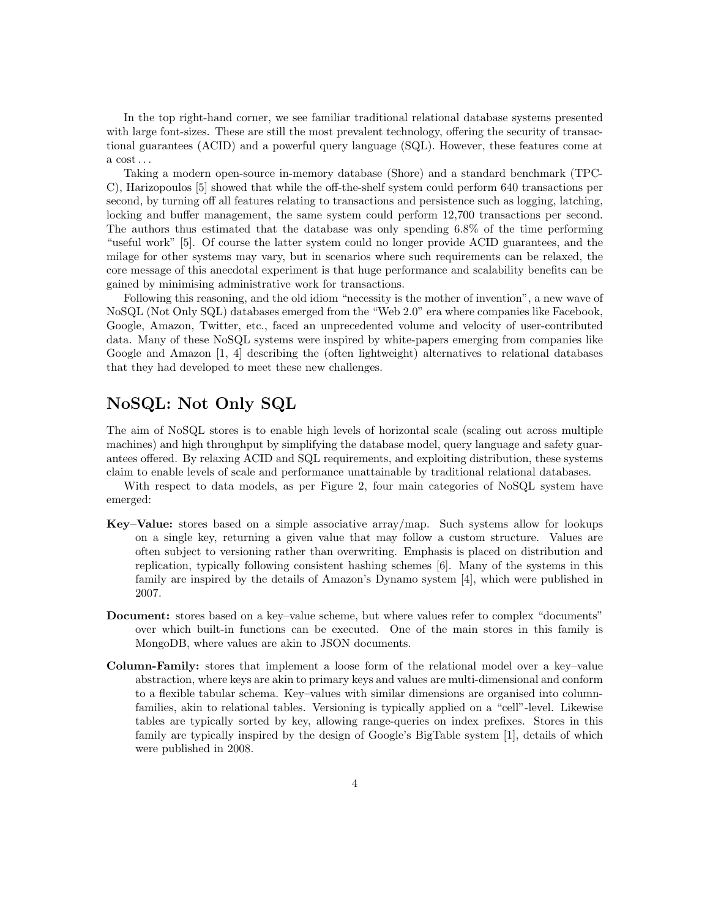In the top right-hand corner, we see familiar traditional relational database systems presented with large font-sizes. These are still the most prevalent technology, offering the security of transactional guarantees (ACID) and a powerful query language (SQL). However, these features come at a cost . . .

Taking a modern open-source in-memory database (Shore) and a standard benchmark (TPC-C), Harizopoulos [5] showed that while the off-the-shelf system could perform 640 transactions per second, by turning off all features relating to transactions and persistence such as logging, latching, locking and buffer management, the same system could perform 12,700 transactions per second. The authors thus estimated that the database was only spending 6.8% of the time performing "useful work" [5]. Of course the latter system could no longer provide ACID guarantees, and the milage for other systems may vary, but in scenarios where such requirements can be relaxed, the core message of this anecdotal experiment is that huge performance and scalability benefits can be gained by minimising administrative work for transactions.

Following this reasoning, and the old idiom "necessity is the mother of invention", a new wave of NoSQL (Not Only SQL) databases emerged from the "Web 2.0" era where companies like Facebook, Google, Amazon, Twitter, etc., faced an unprecedented volume and velocity of user-contributed data. Many of these NoSQL systems were inspired by white-papers emerging from companies like Google and Amazon [1, 4] describing the (often lightweight) alternatives to relational databases that they had developed to meet these new challenges.

## NoSQL: Not Only SQL

The aim of NoSQL stores is to enable high levels of horizontal scale (scaling out across multiple machines) and high throughput by simplifying the database model, query language and safety guarantees offered. By relaxing ACID and SQL requirements, and exploiting distribution, these systems claim to enable levels of scale and performance unattainable by traditional relational databases.

With respect to data models, as per Figure 2, four main categories of NoSQL system have emerged:

**Key–Value:** stores based on a simple associative array/map. Such systems allow for lookups on a single key, returning a given value that may follow a custom structure. Values are often subject to versioning rather than overwriting. Emphasis is placed on distribution and replication, typically following consistent hashing schemes [6]. Many of the systems in this family are inspired by the details of Amazon's Dynamo system [4], which were published in 2007.

**Document:** stores based on a key–value scheme, but where values refer to complex "documents" over which built-in functions can be executed. One of the main stores in this family is MongoDB, where values are akin to JSON documents.

**Column-Family:** stores that implement a loose form of the relational model over a key–value abstraction, where keys are akin to primary keys and values are multi-dimensional and conform to a flexible tabular schema. Key–values with similar dimensions are organised into column-families, akin to relational tables. Versioning is typically applied on a "cell"-level. Likewise tables are typically sorted by key, allowing range-queries on index prefixes. Stores in this family are typically inspired by the design of Google's BigTable system [1], details of which were published in 2008.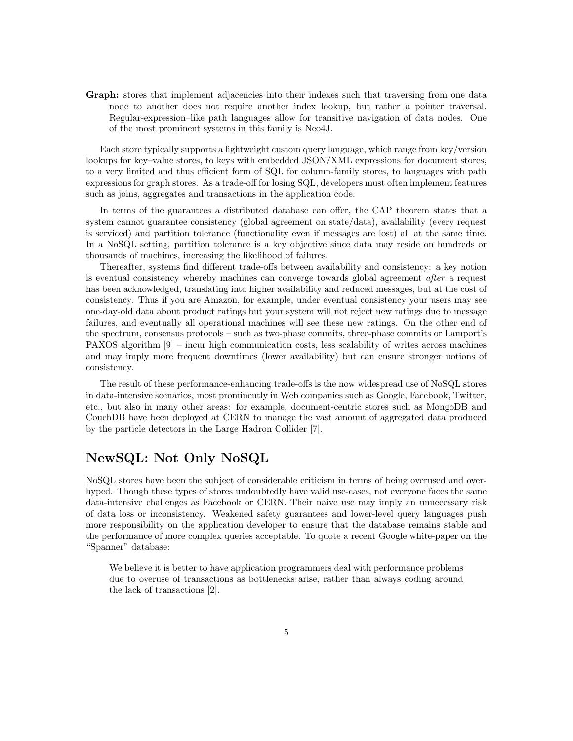**Graph:** stores that implement adjacencies into their indexes such that traversing from one data node to another does not require another index lookup, but rather a pointer traversal. Regular-expression–like path languages allow for transitive navigation of data nodes. One of the most prominent systems in this family is Neo4J.

Each store typically supports a lightweight custom query language, which range from key/version lookups for key–value stores, to keys with embedded JSON/XML expressions for document stores, to a very limited and thus efficient form of SQL for column-family stores, to languages with path expressions for graph stores. As a trade-off for losing SQL, developers must often implement features such as joins, aggregates and transactions in the application code.

In terms of the guarantees a distributed database can offer, the CAP theorem states that a system cannot guarantee consistency (global agreement on state/data), availability (every request is serviced) and partition tolerance (functionality even if messages are lost) all at the same time. In a NoSQL setting, partition tolerance is a key objective since data may reside on hundreds or thousands of machines, increasing the likelihood of failures.

Thereafter, systems find different trade-offs between availability and consistency: a key notion is eventual consistency whereby machines can converge towards global agreement *after* a request has been acknowledged, translating into higher availability and reduced messages, but at the cost of consistency. Thus if you are Amazon, for example, under eventual consistency your users may see one-day-old data about product ratings but your system will not reject new ratings due to message failures, and eventually all operational machines will see these new ratings. On the other end of the spectrum, consensus protocols – such as two-phase commits, three-phase commits or Lamport's PAXOS algorithm [9] – incur high communication costs, less scalability of writes across machines and may imply more frequent downtimes (lower availability) but can ensure stronger notions of consistency.

The result of these performance-enhancing trade-offs is the now widespread use of NoSQL stores in data-intensive scenarios, most prominently in Web companies such as Google, Facebook, Twitter, etc., but also in many other areas: for example, document-centric stores such as MongoDB and CouchDB have been deployed at CERN to manage the vast amount of aggregated data produced by the particle detectors in the Large Hadron Collider [7].

## NewSQL: Not Only NoSQL

NoSQL stores have been the subject of considerable criticism in terms of being overused and over-hyped. Though these types of stores undoubtedly have valid use-cases, not everyone faces the same data-intensive challenges as Facebook or CERN. Their naive use may imply an unnecessary risk of data loss or inconsistency. Weakened safety guarantees and lower-level query languages push more responsibility on the application developer to ensure that the database remains stable and the performance of more complex queries acceptable. To quote a recent Google white-paper on the "Spanner" database:

> We believe it is better to have application programmers deal with performance problems due to overuse of transactions as bottlenecks arise, rather than always coding around the lack of transactions [2].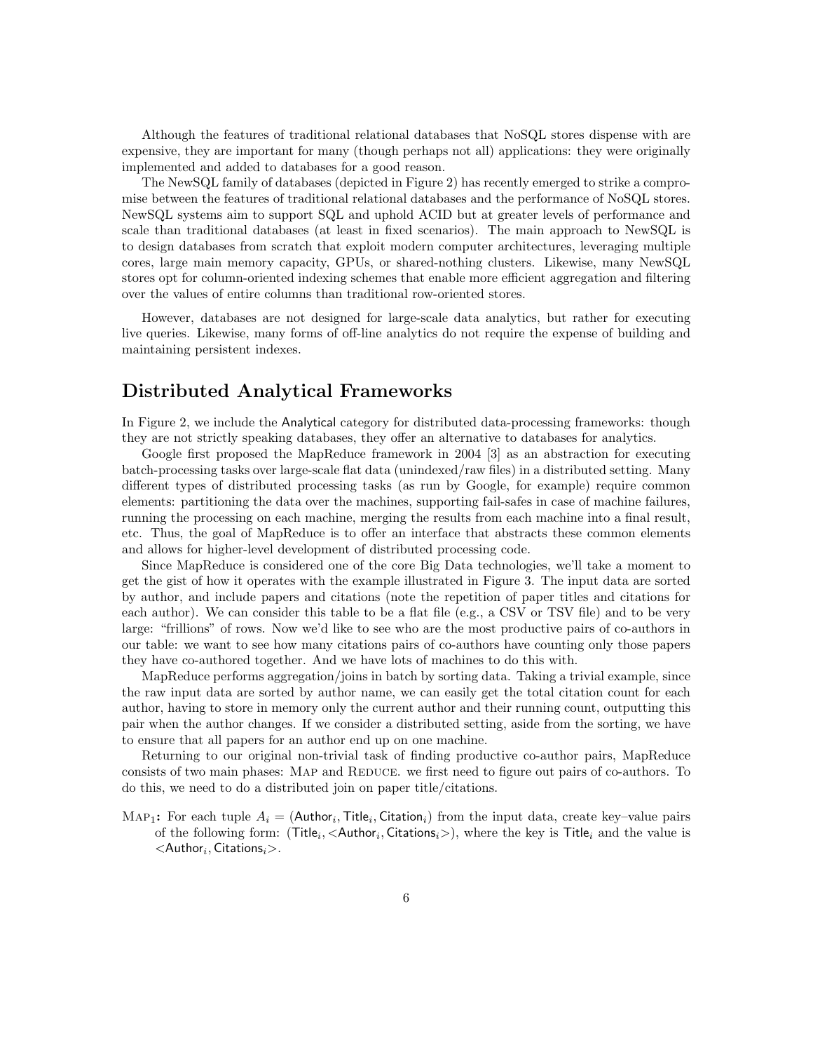Although the features of traditional relational databases that NoSQL stores dispense with are expensive, they are important for many (though perhaps not all) applications: they were originally implemented and added to databases for a good reason.

The NewSQL family of databases (depicted in Figure 2) has recently emerged to strike a compromise between the features of traditional relational databases and the performance of NoSQL stores. NewSQL systems aim to support SQL and uphold ACID but at greater levels of performance and scale than traditional databases (at least in fixed scenarios). The main approach to NewSQL is to design databases from scratch that exploit modern computer architectures, leveraging multiple cores, large main memory capacity, GPUs, or shared-nothing clusters. Likewise, many NewSQL stores opt for column-oriented indexing schemes that enable more efficient aggregation and filtering over the values of entire columns than traditional row-oriented stores.

However, databases are not designed for large-scale data analytics, but rather for executing live queries. Likewise, many forms of off-line analytics do not require the expense of building and maintaining persistent indexes.

## Distributed Analytical Frameworks

In Figure 2, we include the Analytical category for distributed data-processing frameworks: though they are not strictly speaking databases, they offer an alternative to databases for analytics.

Google first proposed the MapReduce framework in 2004 [3] as an abstraction for executing batch-processing tasks over large-scale flat data (unindexed/raw files) in a distributed setting. Many different types of distributed processing tasks (as run by Google, for example) require common elements: partitioning the data over the machines, supporting fail-safes in case of machine failures, running the processing on each machine, merging the results from each machine into a final result, etc. Thus, the goal of MapReduce is to offer an interface that abstracts these common elements and allows for higher-level development of distributed processing code.

Since MapReduce is considered one of the core Big Data technologies, we'll take a moment to get the gist of how it operates with the example illustrated in Figure 3. The input data are sorted by author, and include papers and citations (note the repetition of paper titles and citations for each author). We can consider this table to be a flat file (e.g., a CSV or TSV file) and to be very large: "frillions" of rows. Now we'd like to see who are the most productive pairs of co-authors in our table: we want to see how many citations pairs of co-authors have counting only those papers they have co-authored together. And we have lots of machines to do this with.

MapReduce performs aggregation/joins in batch by sorting data. Taking a trivial example, since the raw input data are sorted by author name, we can easily get the total citation count for each author, having to store in memory only the current author and their running count, outputting this pair when the author changes. If we consider a distributed setting, aside from the sorting, we have to ensure that all papers for an author end up on one machine.

Returning to our original non-trivial task of finding productive co-author pairs, MapReduce consists of two main phases: Map and Reduce. we first need to figure out pairs of co-authors. To do this, we need to do a distributed join on paper title/citations.

**$\text{Map}_1$:** For each tuple $A_i = (\mathsf{Author}_i, \mathsf{Title}_i, \mathsf{Citation}_i)$ from the input data, create key–value pairs of the following form: $(\mathsf{Title}_i, <\mathsf{Author}_i, \mathsf{Citations}_i>)$, where the key is $\mathsf{Title}_i$ and the value is $<\mathsf{Author}_i, \mathsf{Citations}_i>$.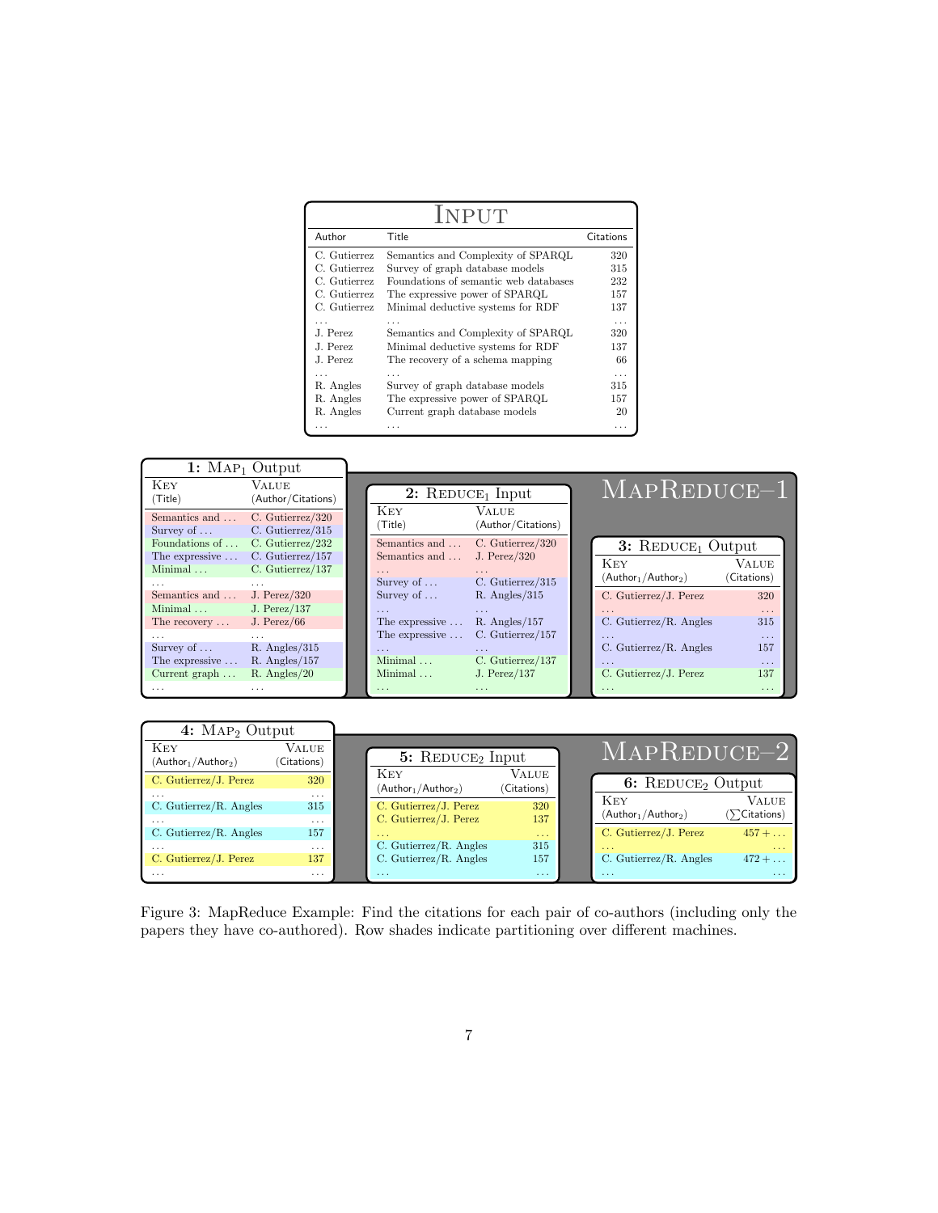**Input**

| Author | Title | Citations |
|---|---|---|
| C. Gutierrez | Semantics and Complexity of SPARQL | 320 |
| C. Gutierrez | Survey of graph database models | 315 |
| C. Gutierrez | Foundations of semantic web databases | 232 |
| C. Gutierrez | The expressive power of SPARQL | 157 |
| C. Gutierrez | Minimal deductive systems for RDF | 137 |
| ... | ... | ... |
| J. Perez | Semantics and Complexity of SPARQL | 320 |
| J. Perez | Minimal deductive systems for RDF | 137 |
| J. Perez | The recovery of a schema mapping | 66 |
| ... | ... | ... |
| R. Angles | Survey of graph database models | 315 |
| R. Angles | The expressive power of SPARQL | 157 |
| R. Angles | Current graph database models | 20 |
| ... | ... | ... |

**MapReduce–1**

**1: $\text{Map}_1$ Output**

| Key (Title) | Value (Author/Citations) |
|---|---|
| Semantics and ... | C. Gutierrez/320 |
| Survey of ... | C. Gutierrez/315 |
| Foundations of ... | C. Gutierrez/232 |
| The expressive ... | C. Gutierrez/157 |
| Minimal ... | C. Gutierrez/137 |
| ... | ... |
| Semantics and ... | J. Perez/320 |
| Minimal ... | J. Perez/137 |
| The recovery ... | J. Perez/66 |
| ... | ... |
| Survey of ... | R. Angles/315 |
| The expressive ... | R. Angles/157 |
| Current graph ... | R. Angles/20 |
| ... | ... |

**2: $\text{Reduce}_1$ Input**

| Key (Title) | Value (Author/Citations) |
|---|---|
| Semantics and ... | C. Gutierrez/320 |
| Semantics and ... | J. Perez/320 |
| ... | ... |
| Survey of ... | C. Gutierrez/315 |
| Survey of ... | R. Angles/315 |
| ... | ... |
| The expressive ... | R. Angles/157 |
| The expressive ... | C. Gutierrez/157 |
| ... | ... |
| Minimal ... | C. Gutierrez/137 |
| Minimal ... | J. Perez/137 |
| ... | ... |

**3: $\text{Reduce}_1$ Output**

| Key ($\text{Author}_1/\text{Author}_2$) | Value (Citations) |
|---|---|
| C. Gutierrez/J. Perez | 320 |
| ... | ... |
| C. Gutierrez/R. Angles | 315 |
| ... | ... |
| C. Gutierrez/R. Angles | 157 |
| ... | ... |
| C. Gutierrez/J. Perez | 137 |
| ... | ... |

**MapReduce–2**

**4: $\text{Map}_2$ Output**

| Key ($\text{Author}_1/\text{Author}_2$) | Value (Citations) |
|---|---|
| C. Gutierrez/J. Perez | 320 |
| ... | ... |
| C. Gutierrez/R. Angles | 315 |
| ... | ... |
| C. Gutierrez/R. Angles | 157 |
| ... | ... |
| C. Gutierrez/J. Perez | 137 |
| ... | ... |

**5: $\text{Reduce}_2$ Input**

| Key ($\text{Author}_1/\text{Author}_2$) | Value (Citations) |
|---|---|
| C. Gutierrez/J. Perez | 320 |
| C. Gutierrez/J. Perez | 137 |
| ... | ... |
| C. Gutierrez/R. Angles | 315 |
| C. Gutierrez/R. Angles | 157 |
| ... | ... |

**6: $\text{Reduce}_2$ Output**

| Key ($\text{Author}_1/\text{Author}_2$) | Value ($\sum$Citations) |
|---|---|
| C. Gutierrez/J. Perez | $457 + \ldots$ |
| ... | ... |
| C. Gutierrez/R. Angles | $472 + \ldots$ |
| ... | ... |

Figure 3: MapReduce Example: Find the citations for each pair of co-authors (including only the papers they have co-authored). Row shades indicate partitioning over different machines.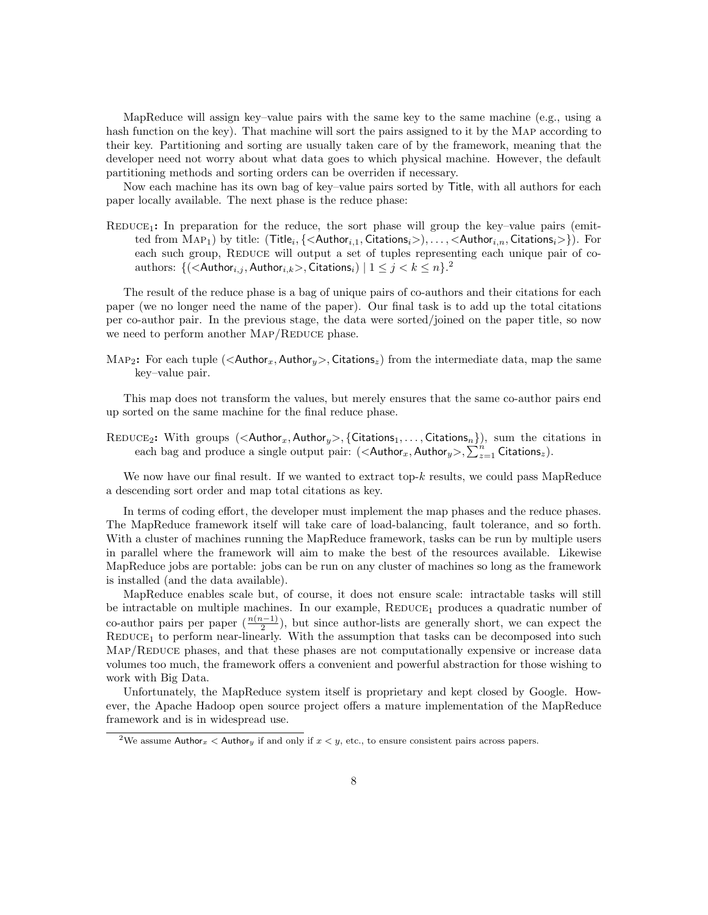MapReduce will assign key–value pairs with the same key to the same machine (e.g., using a hash function on the key). That machine will sort the pairs assigned to it by the Map according to their key. Partitioning and sorting are usually taken care of by the framework, meaning that the developer need not worry about what data goes to which physical machine. However, the default partitioning methods and sorting orders can be overriden if necessary.

Now each machine has its own bag of key–value pairs sorted by Title, with all authors for each paper locally available. The next phase is the reduce phase:

**Reduce$_1$:** In preparation for the reduce, the sort phase will group the key–value pairs (emitted from Map$_1$) by title: $(\mathsf{Title}_i, \{<\mathsf{Author}_{i,1}, \mathsf{Citations}_i>), \ldots, <\mathsf{Author}_{i,n}, \mathsf{Citations}_i>\})$. For each such group, Reduce will output a set of tuples representing each unique pair of co-authors: $\{(<\mathsf{Author}_{i,j}, \mathsf{Author}_{i,k}>, \mathsf{Citations}_i) \mid 1 \leq j < k \leq n\}$.[2]

The result of the reduce phase is a bag of unique pairs of co-authors and their citations for each paper (we no longer need the name of the paper). Our final task is to add up the total citations per co-author pair. In the previous stage, the data were sorted/joined on the paper title, so now we need to perform another Map/Reduce phase.

**Map$_2$:** For each tuple $(<\mathsf{Author}_x, \mathsf{Author}_y>, \mathsf{Citations}_z)$ from the intermediate data, map the same key–value pair.

This map does not transform the values, but merely ensures that the same co-author pairs end up sorted on the same machine for the final reduce phase.

**Reduce$_2$:** With groups $(<\mathsf{Author}_x, \mathsf{Author}_y>, \{\mathsf{Citations}_1, \ldots, \mathsf{Citations}_n\})$, sum the citations in each bag and produce a single output pair: $(<\mathsf{Author}_x, \mathsf{Author}_y>, \sum_{z=1}^{n} \mathsf{Citations}_z)$.

We now have our final result. If we wanted to extract top-$k$ results, we could pass MapReduce a descending sort order and map total citations as key.

In terms of coding effort, the developer must implement the map phases and the reduce phases. The MapReduce framework itself will take care of load-balancing, fault tolerance, and so forth. With a cluster of machines running the MapReduce framework, tasks can be run by multiple users in parallel where the framework will aim to make the best of the resources available. Likewise MapReduce jobs are portable: jobs can be run on any cluster of machines so long as the framework is installed (and the data available).

MapReduce enables scale but, of course, it does not ensure scale: intractable tasks will still be intractable on multiple machines. In our example, Reduce$_1$ produces a quadratic number of co-author pairs per paper ($\frac{n(n-1)}{2}$), but since author-lists are generally short, we can expect the Reduce$_1$ to perform near-linearly. With the assumption that tasks can be decomposed into such Map/Reduce phases, and that these phases are not computationally expensive or increase data volumes too much, the framework offers a convenient and powerful abstraction for those wishing to work with Big Data.

Unfortunately, the MapReduce system itself is proprietary and kept closed by Google. However, the Apache Hadoop open source project offers a mature implementation of the MapReduce framework and is in widespread use.

---

[2] We assume $\mathsf{Author}_x < \mathsf{Author}_y$ if and only if $x < y$, etc., to ensure consistent pairs across papers.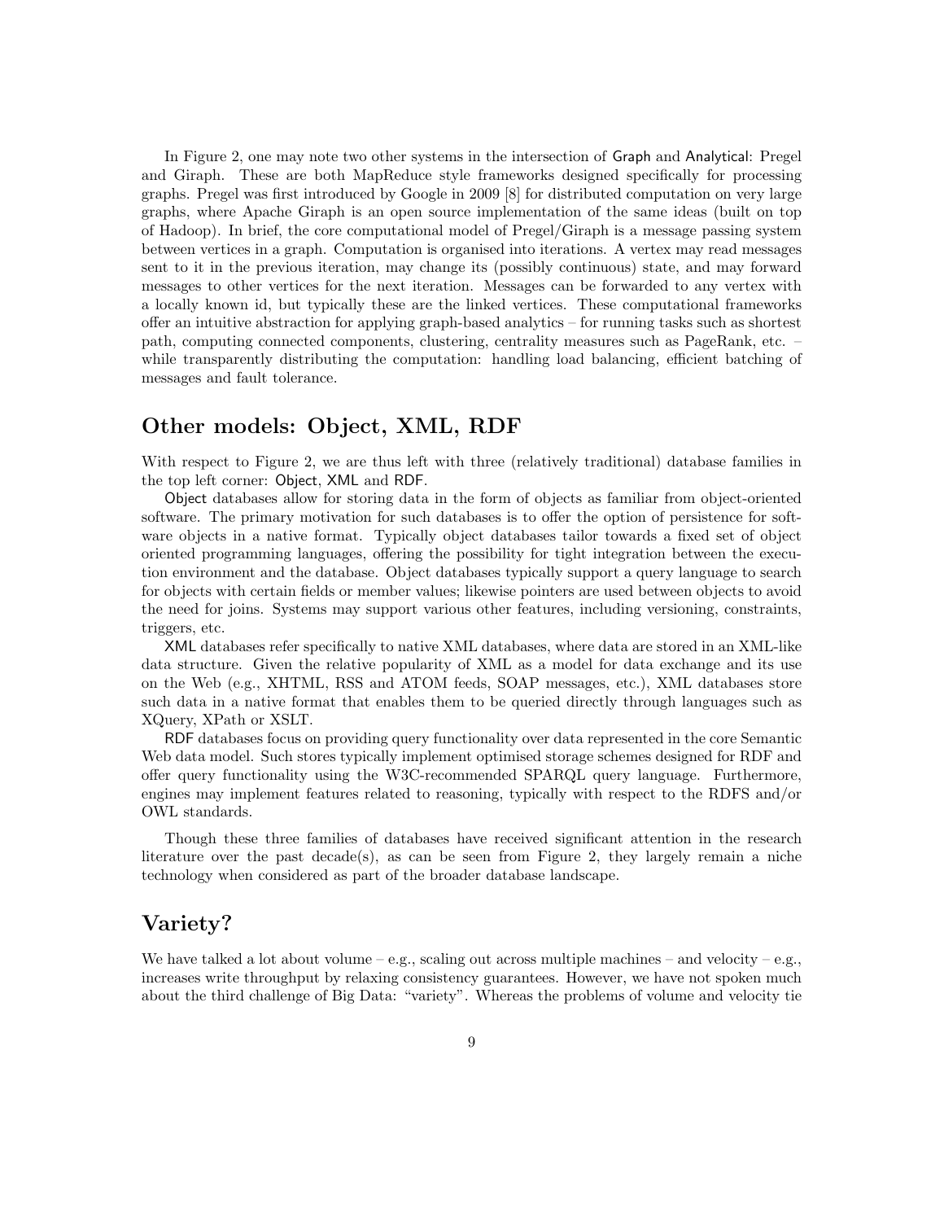In Figure 2, one may note two other systems in the intersection of Graph and Analytical: Pregel and Giraph. These are both MapReduce style frameworks designed specifically for processing graphs. Pregel was first introduced by Google in 2009 [8] for distributed computation on very large graphs, where Apache Giraph is an open source implementation of the same ideas (built on top of Hadoop). In brief, the core computational model of Pregel/Giraph is a message passing system between vertices in a graph. Computation is organised into iterations. A vertex may read messages sent to it in the previous iteration, may change its (possibly continuous) state, and may forward messages to other vertices for the next iteration. Messages can be forwarded to any vertex with a locally known id, but typically these are the linked vertices. These computational frameworks offer an intuitive abstraction for applying graph-based analytics – for running tasks such as shortest path, computing connected components, clustering, centrality measures such as PageRank, etc. – while transparently distributing the computation: handling load balancing, efficient batching of messages and fault tolerance.

## Other models: Object, XML, RDF

With respect to Figure 2, we are thus left with three (relatively traditional) database families in the top left corner: Object, XML and RDF.

Object databases allow for storing data in the form of objects as familiar from object-oriented software. The primary motivation for such databases is to offer the option of persistence for software objects in a native format. Typically object databases tailor towards a fixed set of object oriented programming languages, offering the possibility for tight integration between the execution environment and the database. Object databases typically support a query language to search for objects with certain fields or member values; likewise pointers are used between objects to avoid the need for joins. Systems may support various other features, including versioning, constraints, triggers, etc.

XML databases refer specifically to native XML databases, where data are stored in an XML-like data structure. Given the relative popularity of XML as a model for data exchange and its use on the Web (e.g., XHTML, RSS and ATOM feeds, SOAP messages, etc.), XML databases store such data in a native format that enables them to be queried directly through languages such as XQuery, XPath or XSLT.

RDF databases focus on providing query functionality over data represented in the core Semantic Web data model. Such stores typically implement optimised storage schemes designed for RDF and offer query functionality using the W3C-recommended SPARQL query language. Furthermore, engines may implement features related to reasoning, typically with respect to the RDFS and/or OWL standards.

Though these three families of databases have received significant attention in the research literature over the past decade(s), as can be seen from Figure 2, they largely remain a niche technology when considered as part of the broader database landscape.

## Variety?

We have talked a lot about volume – e.g., scaling out across multiple machines – and velocity – e.g., increases write throughput by relaxing consistency guarantees. However, we have not spoken much about the third challenge of Big Data: "variety". Whereas the problems of volume and velocity tie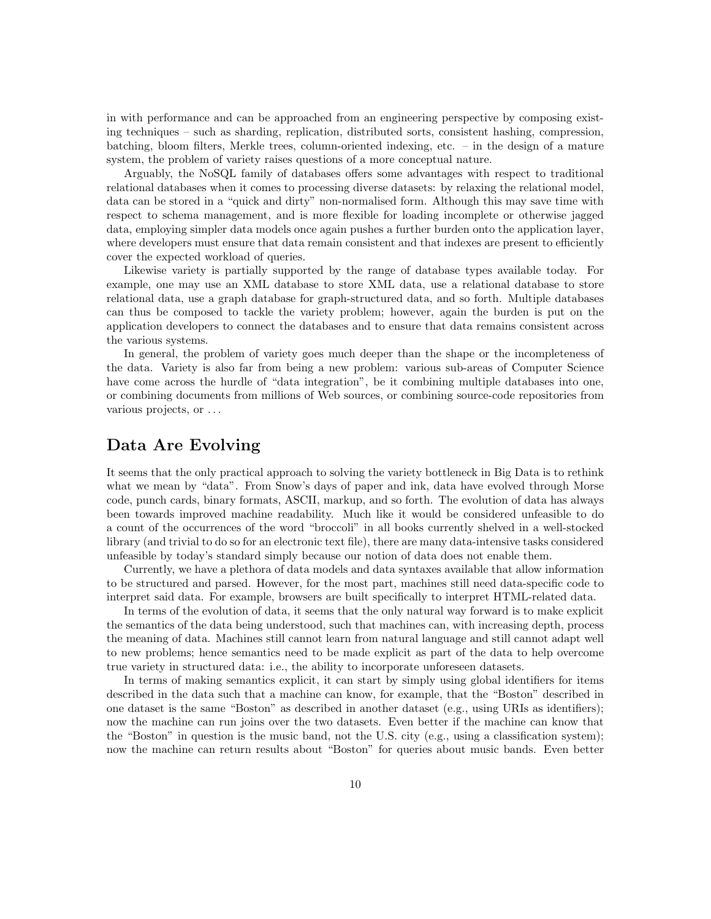in with performance and can be approached from an engineering perspective by composing existing techniques – such as sharding, replication, distributed sorts, consistent hashing, compression, batching, bloom filters, Merkle trees, column-oriented indexing, etc. – in the design of a mature system, the problem of variety raises questions of a more conceptual nature.

Arguably, the NoSQL family of databases offers some advantages with respect to traditional relational databases when it comes to processing diverse datasets: by relaxing the relational model, data can be stored in a "quick and dirty" non-normalised form. Although this may save time with respect to schema management, and is more flexible for loading incomplete or otherwise jagged data, employing simpler data models once again pushes a further burden onto the application layer, where developers must ensure that data remain consistent and that indexes are present to efficiently cover the expected workload of queries.

Likewise variety is partially supported by the range of database types available today. For example, one may use an XML database to store XML data, use a relational database to store relational data, use a graph database for graph-structured data, and so forth. Multiple databases can thus be composed to tackle the variety problem; however, again the burden is put on the application developers to connect the databases and to ensure that data remains consistent across the various systems.

In general, the problem of variety goes much deeper than the shape or the incompleteness of the data. Variety is also far from being a new problem: various sub-areas of Computer Science have come across the hurdle of "data integration", be it combining multiple databases into one, or combining documents from millions of Web sources, or combining source-code repositories from various projects, or . . .

## Data Are Evolving

It seems that the only practical approach to solving the variety bottleneck in Big Data is to rethink what we mean by "data". From Snow's days of paper and ink, data have evolved through Morse code, punch cards, binary formats, ASCII, markup, and so forth. The evolution of data has always been towards improved machine readability. Much like it would be considered unfeasible to do a count of the occurrences of the word "broccoli" in all books currently shelved in a well-stocked library (and trivial to do so for an electronic text file), there are many data-intensive tasks considered unfeasible by today's standard simply because our notion of data does not enable them.

Currently, we have a plethora of data models and data syntaxes available that allow information to be structured and parsed. However, for the most part, machines still need data-specific code to interpret said data. For example, browsers are built specifically to interpret HTML-related data.

In terms of the evolution of data, it seems that the only natural way forward is to make explicit the semantics of the data being understood, such that machines can, with increasing depth, process the meaning of data. Machines still cannot learn from natural language and still cannot adapt well to new problems; hence semantics need to be made explicit as part of the data to help overcome true variety in structured data: i.e., the ability to incorporate unforeseen datasets.

In terms of making semantics explicit, it can start by simply using global identifiers for items described in the data such that a machine can know, for example, that the "Boston" described in one dataset is the same "Boston" as described in another dataset (e.g., using URIs as identifiers); now the machine can run joins over the two datasets. Even better if the machine can know that the "Boston" in question is the music band, not the U.S. city (e.g., using a classification system); now the machine can return results about "Boston" for queries about music bands. Even better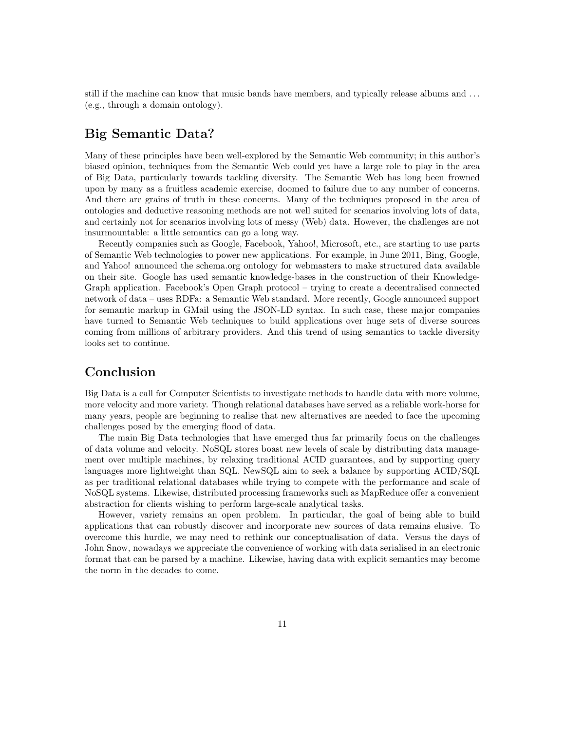still if the machine can know that music bands have members, and typically release albums and . . . (e.g., through a domain ontology).

## Big Semantic Data?

Many of these principles have been well-explored by the Semantic Web community; in this author's biased opinion, techniques from the Semantic Web could yet have a large role to play in the area of Big Data, particularly towards tackling diversity. The Semantic Web has long been frowned upon by many as a fruitless academic exercise, doomed to failure due to any number of concerns. And there are grains of truth in these concerns. Many of the techniques proposed in the area of ontologies and deductive reasoning methods are not well suited for scenarios involving lots of data, and certainly not for scenarios involving lots of messy (Web) data. However, the challenges are not insurmountable: a little semantics can go a long way.

Recently companies such as Google, Facebook, Yahoo!, Microsoft, etc., are starting to use parts of Semantic Web technologies to power new applications. For example, in June 2011, Bing, Google, and Yahoo! announced the schema.org ontology for webmasters to make structured data available on their site. Google has used semantic knowledge-bases in the construction of their Knowledge-Graph application. Facebook's Open Graph protocol – trying to create a decentralised connected network of data – uses RDFa: a Semantic Web standard. More recently, Google announced support for semantic markup in GMail using the JSON-LD syntax. In such case, these major companies have turned to Semantic Web techniques to build applications over huge sets of diverse sources coming from millions of arbitrary providers. And this trend of using semantics to tackle diversity looks set to continue.

## Conclusion

Big Data is a call for Computer Scientists to investigate methods to handle data with more volume, more velocity and more variety. Though relational databases have served as a reliable work-horse for many years, people are beginning to realise that new alternatives are needed to face the upcoming challenges posed by the emerging flood of data.

The main Big Data technologies that have emerged thus far primarily focus on the challenges of data volume and velocity. NoSQL stores boast new levels of scale by distributing data management over multiple machines, by relaxing traditional ACID guarantees, and by supporting query languages more lightweight than SQL. NewSQL aim to seek a balance by supporting ACID/SQL as per traditional relational databases while trying to compete with the performance and scale of NoSQL systems. Likewise, distributed processing frameworks such as MapReduce offer a convenient abstraction for clients wishing to perform large-scale analytical tasks.

However, variety remains an open problem. In particular, the goal of being able to build applications that can robustly discover and incorporate new sources of data remains elusive. To overcome this hurdle, we may need to rethink our conceptualisation of data. Versus the days of John Snow, nowadays we appreciate the convenience of working with data serialised in an electronic format that can be parsed by a machine. Likewise, having data with explicit semantics may become the norm in the decades to come.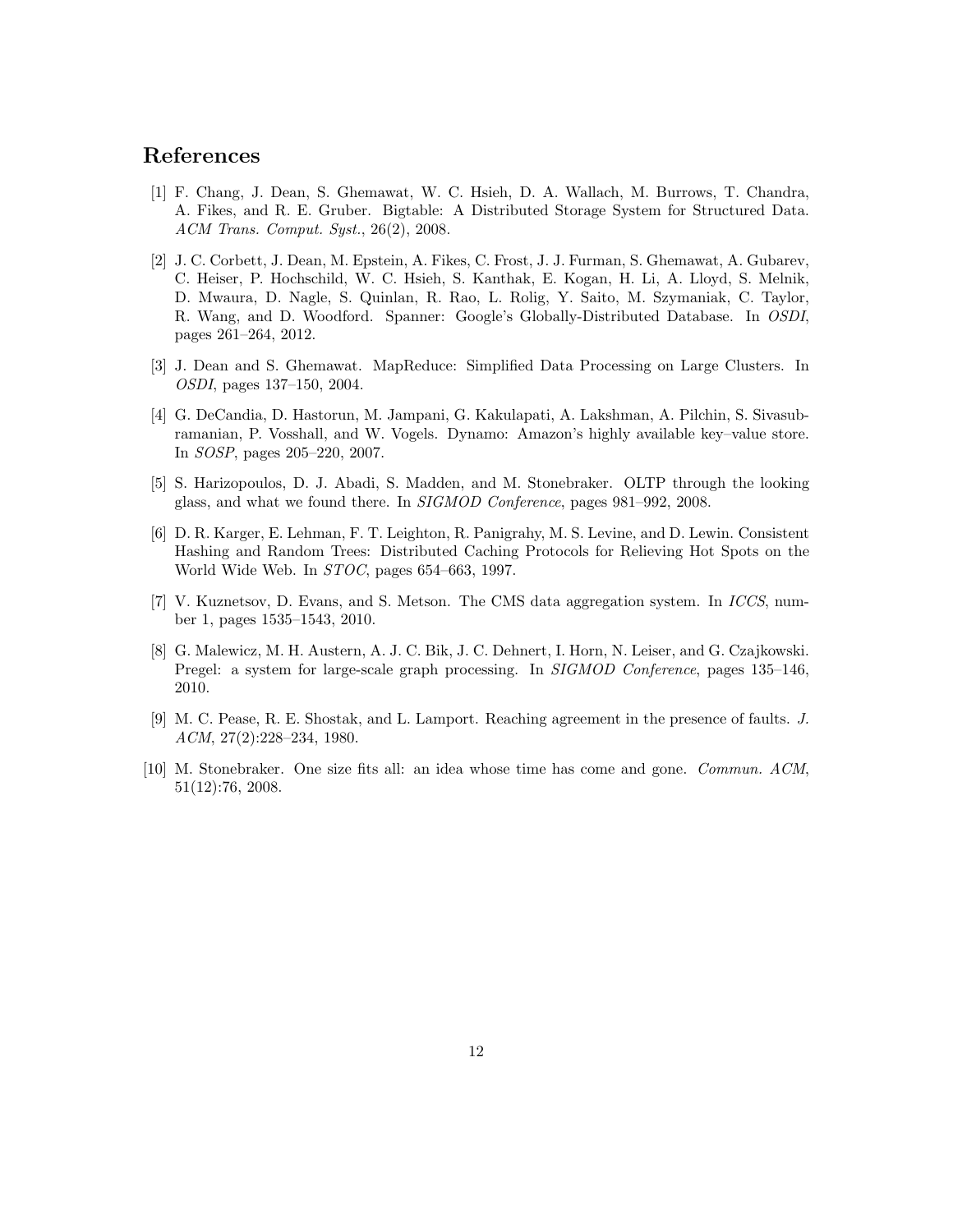## References

[1] F. Chang, J. Dean, S. Ghemawat, W. C. Hsieh, D. A. Wallach, M. Burrows, T. Chandra, A. Fikes, and R. E. Gruber. Bigtable: A Distributed Storage System for Structured Data. *ACM Trans. Comput. Syst.*, 26(2), 2008.

[2] J. C. Corbett, J. Dean, M. Epstein, A. Fikes, C. Frost, J. J. Furman, S. Ghemawat, A. Gubarev, C. Heiser, P. Hochschild, W. C. Hsieh, S. Kanthak, E. Kogan, H. Li, A. Lloyd, S. Melnik, D. Mwaura, D. Nagle, S. Quinlan, R. Rao, L. Rolig, Y. Saito, M. Szymaniak, C. Taylor, R. Wang, and D. Woodford. Spanner: Google's Globally-Distributed Database. In *OSDI*, pages 261–264, 2012.

[3] J. Dean and S. Ghemawat. MapReduce: Simplified Data Processing on Large Clusters. In *OSDI*, pages 137–150, 2004.

[4] G. DeCandia, D. Hastorun, M. Jampani, G. Kakulapati, A. Lakshman, A. Pilchin, S. Sivasubramanian, P. Vosshall, and W. Vogels. Dynamo: Amazon's highly available key–value store. In *SOSP*, pages 205–220, 2007.

[5] S. Harizopoulos, D. J. Abadi, S. Madden, and M. Stonebraker. OLTP through the looking glass, and what we found there. In *SIGMOD Conference*, pages 981–992, 2008.

[6] D. R. Karger, E. Lehman, F. T. Leighton, R. Panigrahy, M. S. Levine, and D. Lewin. Consistent Hashing and Random Trees: Distributed Caching Protocols for Relieving Hot Spots on the World Wide Web. In *STOC*, pages 654–663, 1997.

[7] V. Kuznetsov, D. Evans, and S. Metson. The CMS data aggregation system. In *ICCS*, number 1, pages 1535–1543, 2010.

[8] G. Malewicz, M. H. Austern, A. J. C. Bik, J. C. Dehnert, I. Horn, N. Leiser, and G. Czajkowski. Pregel: a system for large-scale graph processing. In *SIGMOD Conference*, pages 135–146, 2010.

[9] M. C. Pease, R. E. Shostak, and L. Lamport. Reaching agreement in the presence of faults. *J. ACM*, 27(2):228–234, 1980.

[10] M. Stonebraker. One size fits all: an idea whose time has come and gone. *Commun. ACM*, 51(12):76, 2008.